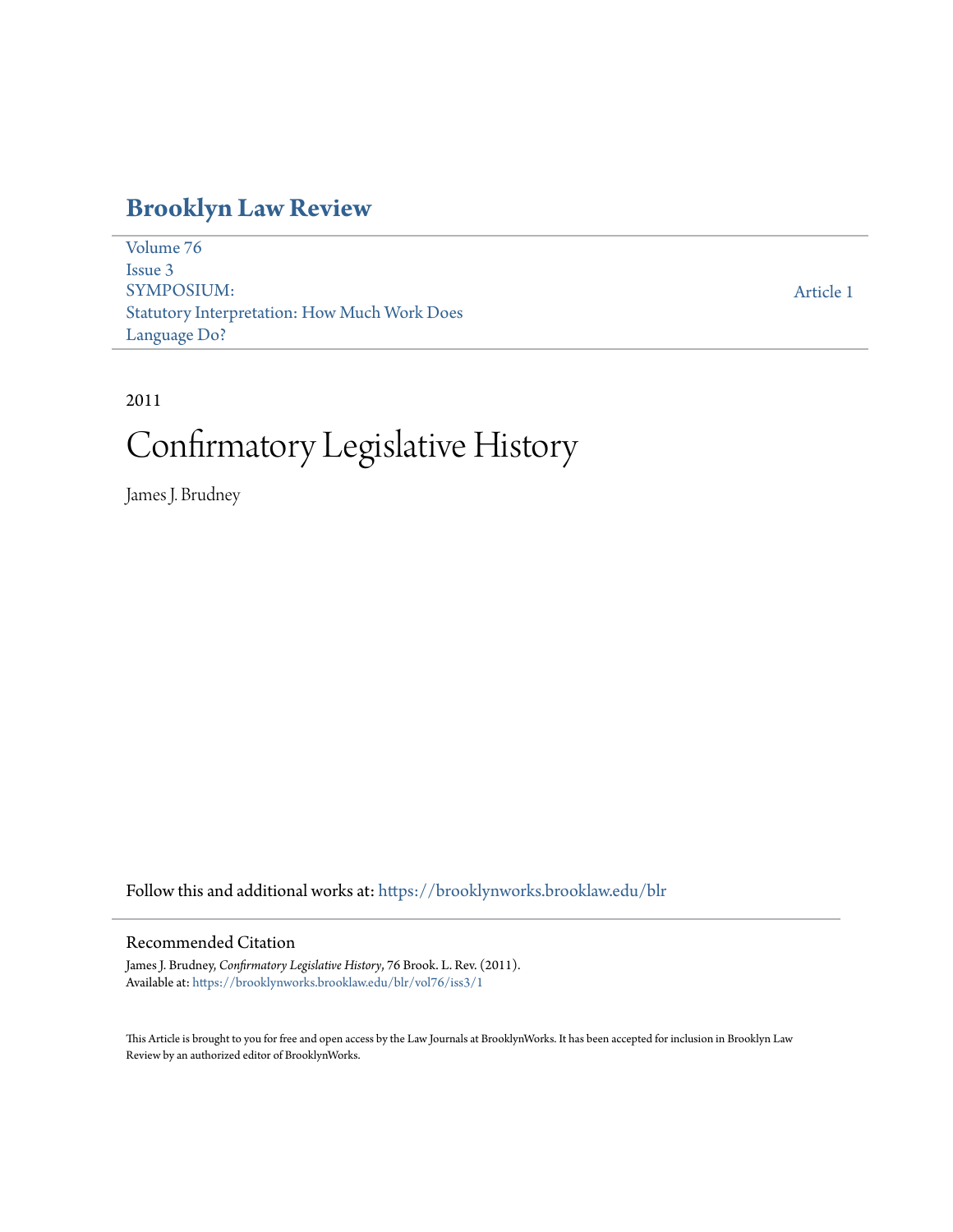# Brooklyn Law Review

Volume 76
Issue 3
SYMPOSIUM:
Statutory Interpretation: How Much Work Does Language Do?

Article 1

2011

# Confirmatory Legislative History

James J. Brudney

Follow this and additional works at: https://brooklynworks.brooklaw.edu/blr

## Recommended Citation

James J. Brudney, *Confirmatory Legislative History*, 76 Brook. L. Rev. (2011).
Available at: https://brooklynworks.brooklaw.edu/blr/vol76/iss3/1

This Article is brought to you for free and open access by the Law Journals at BrooklynWorks. It has been accepted for inclusion in Brooklyn Law Review by an authorized editor of BrooklynWorks.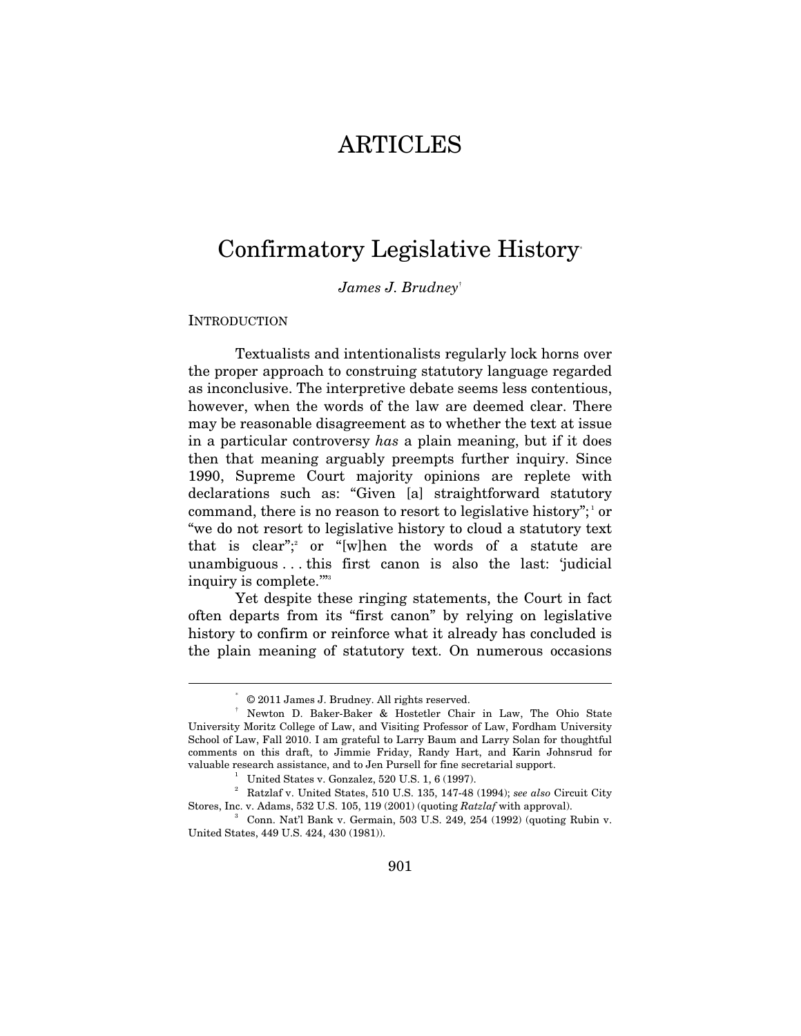# ARTICLES

# Confirmatory Legislative History[*]

*James J. Brudney*[†]

INTRODUCTION

Textualists and intentionalists regularly lock horns over the proper approach to construing statutory language regarded as inconclusive. The interpretive debate seems less contentious, however, when the words of the law are deemed clear. There may be reasonable disagreement as to whether the text at issue in a particular controversy *has* a plain meaning, but if it does then that meaning arguably preempts further inquiry. Since 1990, Supreme Court majority opinions are replete with declarations such as: "Given [a] straightforward statutory command, there is no reason to resort to legislative history";[1] or "we do not resort to legislative history to cloud a statutory text that is clear";[2] or "[w]hen the words of a statute are unambiguous . . . this first canon is also the last: 'judicial inquiry is complete.'"[3]

Yet despite these ringing statements, the Court in fact often departs from its "first canon" by relying on legislative history to confirm or reinforce what it already has concluded is the plain meaning of statutory text. On numerous occasions

---

[*] © 2011 James J. Brudney. All rights reserved.

[†] Newton D. Baker-Baker & Hostetler Chair in Law, The Ohio State University Moritz College of Law, and Visiting Professor of Law, Fordham University School of Law, Fall 2010. I am grateful to Larry Baum and Larry Solan for thoughtful comments on this draft, to Jimmie Friday, Randy Hart, and Karin Johnsrud for valuable research assistance, and to Jen Pursell for fine secretarial support.

[1] United States v. Gonzalez, 520 U.S. 1, 6 (1997).

[2] Ratzlaf v. United States, 510 U.S. 135, 147-48 (1994); *see also* Circuit City Stores, Inc. v. Adams, 532 U.S. 105, 119 (2001) (quoting *Ratzlaf* with approval).

[3] Conn. Nat'l Bank v. Germain, 503 U.S. 249, 254 (1992) (quoting Rubin v. United States, 449 U.S. 424, 430 (1981)).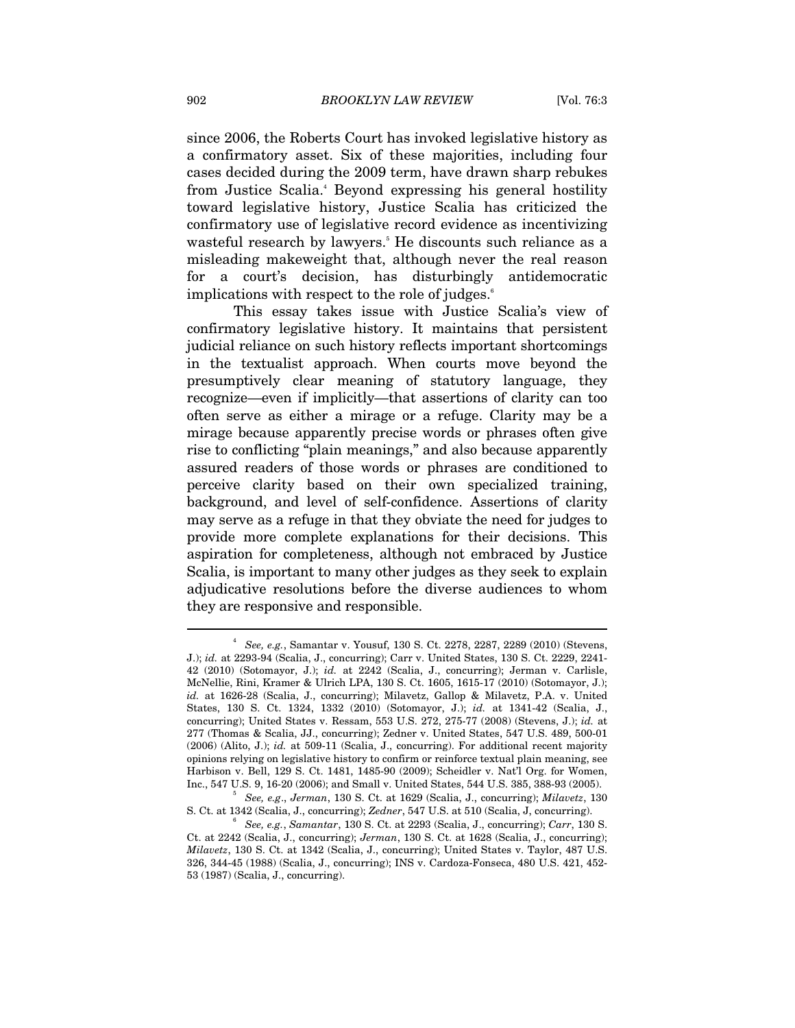since 2006, the Roberts Court has invoked legislative history as a confirmatory asset. Six of these majorities, including four cases decided during the 2009 term, have drawn sharp rebukes from Justice Scalia.[4] Beyond expressing his general hostility toward legislative history, Justice Scalia has criticized the confirmatory use of legislative record evidence as incentivizing wasteful research by lawyers.[5] He discounts such reliance as a misleading makeweight that, although never the real reason for a court's decision, has disturbingly antidemocratic implications with respect to the role of judges.[6]

This essay takes issue with Justice Scalia's view of confirmatory legislative history. It maintains that persistent judicial reliance on such history reflects important shortcomings in the textualist approach. When courts move beyond the presumptively clear meaning of statutory language, they recognize—even if implicitly—that assertions of clarity can too often serve as either a mirage or a refuge. Clarity may be a mirage because apparently precise words or phrases often give rise to conflicting "plain meanings," and also because apparently assured readers of those words or phrases are conditioned to perceive clarity based on their own specialized training, background, and level of self-confidence. Assertions of clarity may serve as a refuge in that they obviate the need for judges to provide more complete explanations for their decisions. This aspiration for completeness, although not embraced by Justice Scalia, is important to many other judges as they seek to explain adjudicative resolutions before the diverse audiences to whom they are responsive and responsible.

---

[4] *See, e.g.*, Samantar v. Yousuf, 130 S. Ct. 2278, 2287, 2289 (2010) (Stevens, J.); *id.* at 2293-94 (Scalia, J., concurring); Carr v. United States, 130 S. Ct. 2229, 2241-42 (2010) (Sotomayor, J.); *id.* at 2242 (Scalia, J., concurring); Jerman v. Carlisle, McNellie, Rini, Kramer & Ulrich LPA, 130 S. Ct. 1605, 1615-17 (2010) (Sotomayor, J.); *id.* at 1626-28 (Scalia, J., concurring); Milavetz, Gallop & Milavetz, P.A. v. United States, 130 S. Ct. 1324, 1332 (2010) (Sotomayor, J.); *id.* at 1341-42 (Scalia, J., concurring); United States v. Ressam, 553 U.S. 272, 275-77 (2008) (Stevens, J.); *id.* at 277 (Thomas & Scalia, JJ., concurring); Zedner v. United States, 547 U.S. 489, 500-01 (2006) (Alito, J.); *id.* at 509-11 (Scalia, J., concurring). For additional recent majority opinions relying on legislative history to confirm or reinforce textual plain meaning, see Harbison v. Bell, 129 S. Ct. 1481, 1485-90 (2009); Scheidler v. Nat'l Org. for Women, Inc., 547 U.S. 9, 16-20 (2006); and Small v. United States, 544 U.S. 385, 388-93 (2005).

[5] *See, e.g.*, *Jerman*, 130 S. Ct. at 1629 (Scalia, J., concurring); *Milavetz*, 130 S. Ct. at 1342 (Scalia, J., concurring); *Zedner*, 547 U.S. at 510 (Scalia, J, concurring).

[6] *See, e.g.*, *Samantar*, 130 S. Ct. at 2293 (Scalia, J., concurring); *Carr*, 130 S. Ct. at 2242 (Scalia, J., concurring); *Jerman*, 130 S. Ct. at 1628 (Scalia, J., concurring); *Milavetz*, 130 S. Ct. at 1342 (Scalia, J., concurring); United States v. Taylor, 487 U.S. 326, 344-45 (1988) (Scalia, J., concurring); INS v. Cardoza-Fonseca, 480 U.S. 421, 452-53 (1987) (Scalia, J., concurring).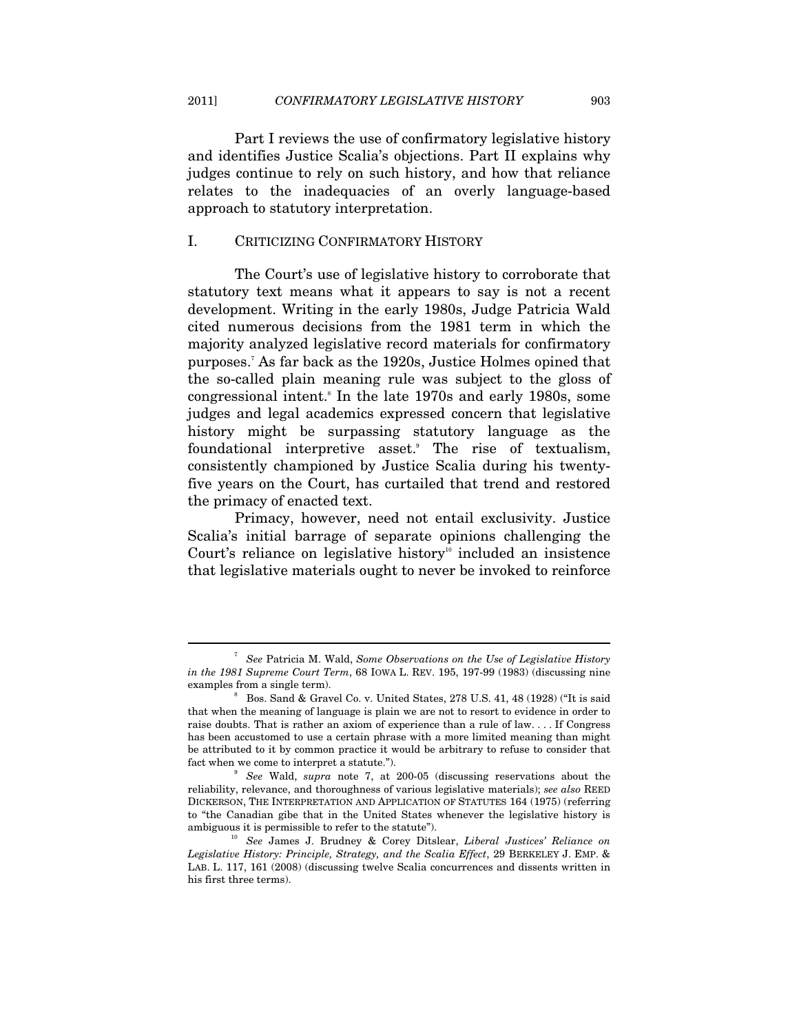Part I reviews the use of confirmatory legislative history and identifies Justice Scalia's objections. Part II explains why judges continue to rely on such history, and how that reliance relates to the inadequacies of an overly language-based approach to statutory interpretation.

## I. CRITICIZING CONFIRMATORY HISTORY

The Court's use of legislative history to corroborate that statutory text means what it appears to say is not a recent development. Writing in the early 1980s, Judge Patricia Wald cited numerous decisions from the 1981 term in which the majority analyzed legislative record materials for confirmatory purposes.[7] As far back as the 1920s, Justice Holmes opined that the so-called plain meaning rule was subject to the gloss of congressional intent.[8] In the late 1970s and early 1980s, some judges and legal academics expressed concern that legislative history might be surpassing statutory language as the foundational interpretive asset.[9] The rise of textualism, consistently championed by Justice Scalia during his twenty-five years on the Court, has curtailed that trend and restored the primacy of enacted text.

Primacy, however, need not entail exclusivity. Justice Scalia's initial barrage of separate opinions challenging the Court's reliance on legislative history[10] included an insistence that legislative materials ought to never be invoked to reinforce

---

[7] *See* Patricia M. Wald, *Some Observations on the Use of Legislative History in the 1981 Supreme Court Term*, 68 IOWA L. REV. 195, 197-99 (1983) (discussing nine examples from a single term).

[8] Bos. Sand & Gravel Co. v. United States, 278 U.S. 41, 48 (1928) ("It is said that when the meaning of language is plain we are not to resort to evidence in order to raise doubts. That is rather an axiom of experience than a rule of law. . . . If Congress has been accustomed to use a certain phrase with a more limited meaning than might be attributed to it by common practice it would be arbitrary to refuse to consider that fact when we come to interpret a statute.").

[9] *See* Wald, *supra* note 7, at 200-05 (discussing reservations about the reliability, relevance, and thoroughness of various legislative materials); *see also* REED DICKERSON, THE INTERPRETATION AND APPLICATION OF STATUTES 164 (1975) (referring to "the Canadian gibe that in the United States whenever the legislative history is ambiguous it is permissible to refer to the statute").

[10] *See* James J. Brudney & Corey Ditslear, *Liberal Justices' Reliance on Legislative History: Principle, Strategy, and the Scalia Effect*, 29 BERKELEY J. EMP. & LAB. L. 117, 161 (2008) (discussing twelve Scalia concurrences and dissents written in his first three terms).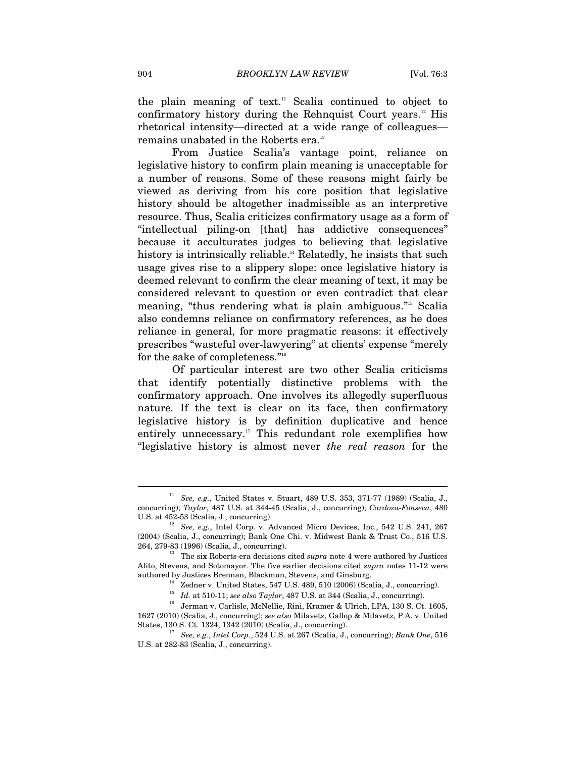the plain meaning of text.[11] Scalia continued to object to confirmatory history during the Rehnquist Court years.[12] His rhetorical intensity—directed at a wide range of colleagues—remains unabated in the Roberts era.[13]

From Justice Scalia's vantage point, reliance on legislative history to confirm plain meaning is unacceptable for a number of reasons. Some of these reasons might fairly be viewed as deriving from his core position that legislative history should be altogether inadmissible as an interpretive resource. Thus, Scalia criticizes confirmatory usage as a form of "intellectual piling-on [that] has addictive consequences" because it acculturates judges to believing that legislative history is intrinsically reliable.[14] Relatedly, he insists that such usage gives rise to a slippery slope: once legislative history is deemed relevant to confirm the clear meaning of text, it may be considered relevant to question or even contradict that clear meaning, "thus rendering what is plain ambiguous."[15] Scalia also condemns reliance on confirmatory references, as he does reliance in general, for more pragmatic reasons: it effectively prescribes "wasteful over-lawyering" at clients' expense "merely for the sake of completeness."[16]

Of particular interest are two other Scalia criticisms that identify potentially distinctive problems with the confirmatory approach. One involves its allegedly superfluous nature. If the text is clear on its face, then confirmatory legislative history is by definition duplicative and hence entirely unnecessary.[17] This redundant role exemplifies how "legislative history is almost never *the real reason* for the

---

[11] *See, e.g.*, United States v. Stuart, 489 U.S. 353, 371-77 (1989) (Scalia, J., concurring); *Taylor*, 487 U.S. at 344-45 (Scalia, J., concurring); *Cardoza-Fonseca*, 480 U.S. at 452-53 (Scalia, J., concurring).

[12] *See, e.g.*, Intel Corp. v. Advanced Micro Devices, Inc., 542 U.S. 241, 267 (2004) (Scalia, J., concurring); Bank One Chi. v. Midwest Bank & Trust Co., 516 U.S. 264, 279-83 (1996) (Scalia, J., concurring).

[13] The six Roberts-era decisions cited *supra* note 4 were authored by Justices Alito, Stevens, and Sotomayor. The five earlier decisions cited *supra* notes 11-12 were authored by Justices Brennan, Blackmun, Stevens, and Ginsburg.

[14] Zedner v. United States, 547 U.S. 489, 510 (2006) (Scalia, J., concurring).

[15] *Id.* at 510-11; *see also Taylor*, 487 U.S. at 344 (Scalia, J., concurring).

[16] Jerman v. Carlisle, McNellie, Rini, Kramer & Ulrich, LPA, 130 S. Ct. 1605, 1627 (2010) (Scalia, J., concurring); *see also* Milavetz, Gallop & Milavetz, P.A. v. United States, 130 S. Ct. 1324, 1342 (2010) (Scalia, J., concurring).

[17] *See, e.g.*, *Intel Corp.*, 524 U.S. at 267 (Scalia, J., concurring); *Bank One*, 516 U.S. at 282-83 (Scalia, J., concurring).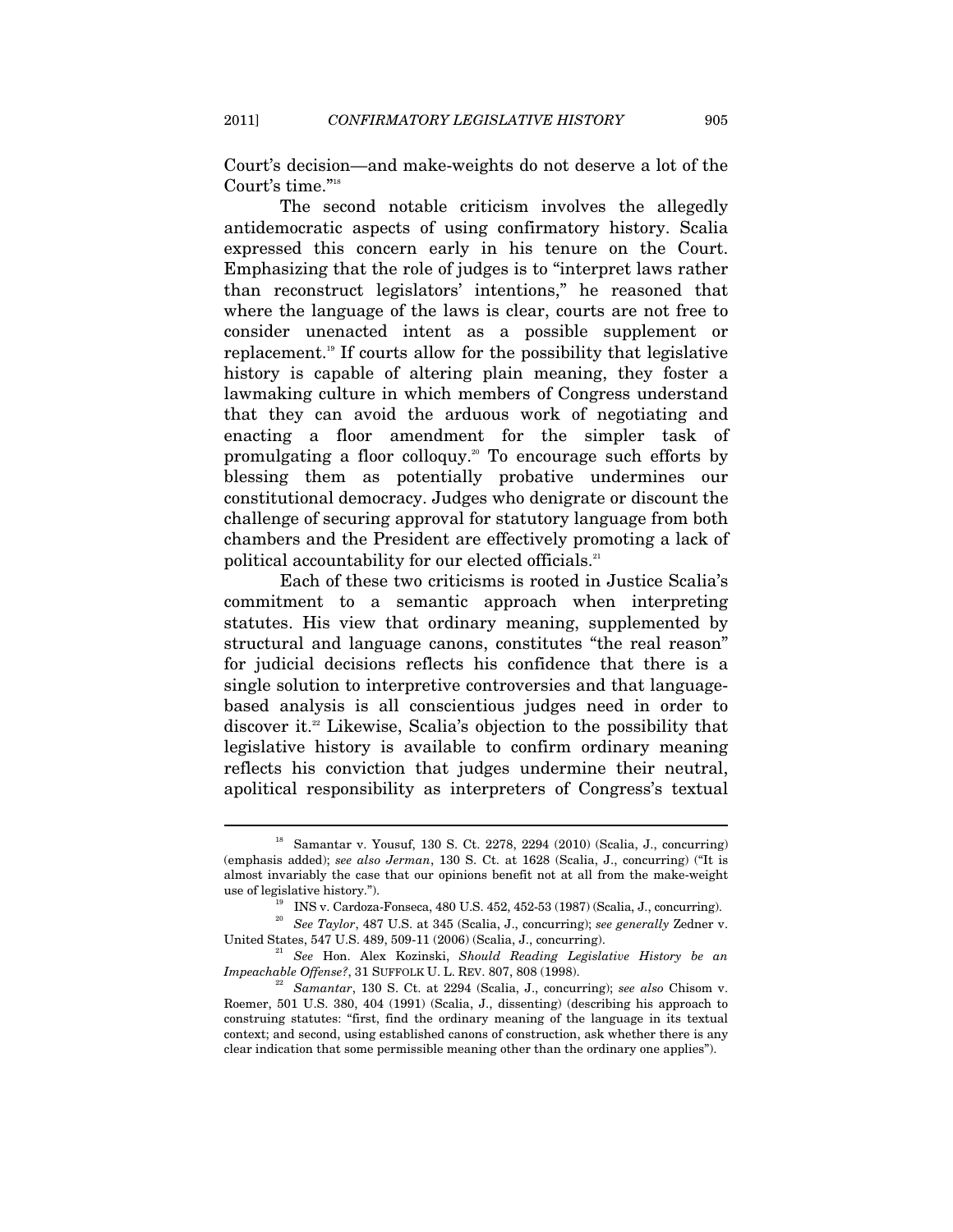Court's decision—and make-weights do not deserve a lot of the Court's time."[18]

The second notable criticism involves the allegedly antidemocratic aspects of using confirmatory history. Scalia expressed this concern early in his tenure on the Court. Emphasizing that the role of judges is to "interpret laws rather than reconstruct legislators' intentions," he reasoned that where the language of the laws is clear, courts are not free to consider unenacted intent as a possible supplement or replacement.[19] If courts allow for the possibility that legislative history is capable of altering plain meaning, they foster a lawmaking culture in which members of Congress understand that they can avoid the arduous work of negotiating and enacting a floor amendment for the simpler task of promulgating a floor colloquy.[20] To encourage such efforts by blessing them as potentially probative undermines our constitutional democracy. Judges who denigrate or discount the challenge of securing approval for statutory language from both chambers and the President are effectively promoting a lack of political accountability for our elected officials.[21]

Each of these two criticisms is rooted in Justice Scalia's commitment to a semantic approach when interpreting statutes. His view that ordinary meaning, supplemented by structural and language canons, constitutes "the real reason" for judicial decisions reflects his confidence that there is a single solution to interpretive controversies and that language-based analysis is all conscientious judges need in order to discover it.[22] Likewise, Scalia's objection to the possibility that legislative history is available to confirm ordinary meaning reflects his conviction that judges undermine their neutral, apolitical responsibility as interpreters of Congress's textual

---

[18] Samantar v. Yousuf, 130 S. Ct. 2278, 2294 (2010) (Scalia, J., concurring) (emphasis added); *see also Jerman*, 130 S. Ct. at 1628 (Scalia, J., concurring) ("It is almost invariably the case that our opinions benefit not at all from the make-weight use of legislative history.").

[19] INS v. Cardoza-Fonseca, 480 U.S. 452, 452-53 (1987) (Scalia, J., concurring).

[20] *See Taylor*, 487 U.S. at 345 (Scalia, J., concurring); *see generally* Zedner v. United States, 547 U.S. 489, 509-11 (2006) (Scalia, J., concurring).

[21] *See* Hon. Alex Kozinski, *Should Reading Legislative History be an Impeachable Offense?*, 31 SUFFOLK U. L. REV. 807, 808 (1998).

[22] *Samantar*, 130 S. Ct. at 2294 (Scalia, J., concurring); *see also* Chisom v. Roemer, 501 U.S. 380, 404 (1991) (Scalia, J., dissenting) (describing his approach to construing statutes: "first, find the ordinary meaning of the language in its textual context; and second, using established canons of construction, ask whether there is any clear indication that some permissible meaning other than the ordinary one applies").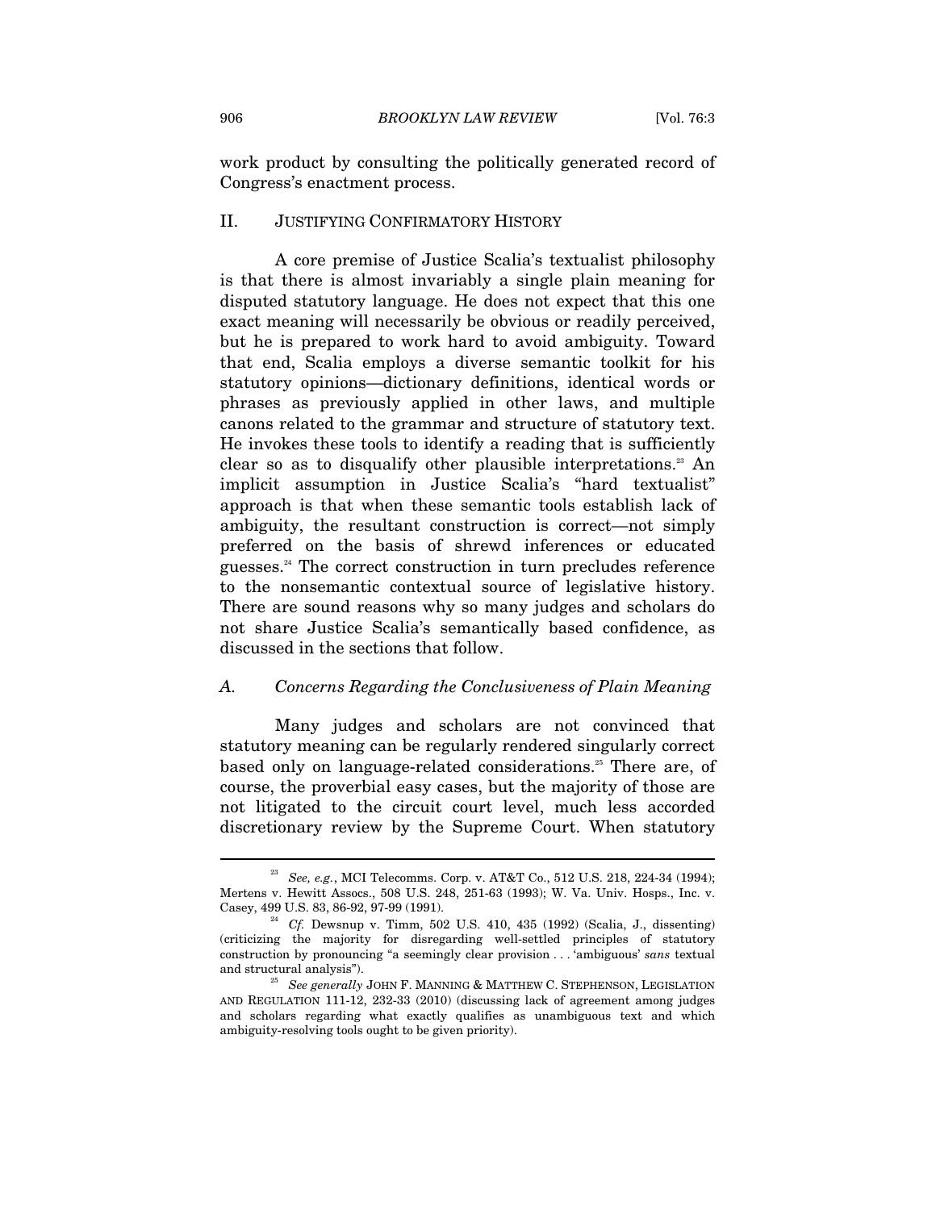work product by consulting the politically generated record of Congress's enactment process.

## II. JUSTIFYING CONFIRMATORY HISTORY

A core premise of Justice Scalia's textualist philosophy is that there is almost invariably a single plain meaning for disputed statutory language. He does not expect that this one exact meaning will necessarily be obvious or readily perceived, but he is prepared to work hard to avoid ambiguity. Toward that end, Scalia employs a diverse semantic toolkit for his statutory opinions—dictionary definitions, identical words or phrases as previously applied in other laws, and multiple canons related to the grammar and structure of statutory text. He invokes these tools to identify a reading that is sufficiently clear so as to disqualify other plausible interpretations.[23] An implicit assumption in Justice Scalia's "hard textualist" approach is that when these semantic tools establish lack of ambiguity, the resultant construction is correct—not simply preferred on the basis of shrewd inferences or educated guesses.[24] The correct construction in turn precludes reference to the nonsemantic contextual source of legislative history. There are sound reasons why so many judges and scholars do not share Justice Scalia's semantically based confidence, as discussed in the sections that follow.

### A. *Concerns Regarding the Conclusiveness of Plain Meaning*

Many judges and scholars are not convinced that statutory meaning can be regularly rendered singularly correct based only on language-related considerations.[25] There are, of course, the proverbial easy cases, but the majority of those are not litigated to the circuit court level, much less accorded discretionary review by the Supreme Court. When statutory

---

[23] *See, e.g.*, MCI Telecomms. Corp. v. AT&T Co., 512 U.S. 218, 224-34 (1994); Mertens v. Hewitt Assocs., 508 U.S. 248, 251-63 (1993); W. Va. Univ. Hosps., Inc. v. Casey, 499 U.S. 83, 86-92, 97-99 (1991).

[24] *Cf.* Dewsnup v. Timm, 502 U.S. 410, 435 (1992) (Scalia, J., dissenting) (criticizing the majority for disregarding well-settled principles of statutory construction by pronouncing "a seemingly clear provision . . . 'ambiguous' *sans* textual and structural analysis").

[25] *See generally* JOHN F. MANNING & MATTHEW C. STEPHENSON, LEGISLATION AND REGULATION 111-12, 232-33 (2010) (discussing lack of agreement among judges and scholars regarding what exactly qualifies as unambiguous text and which ambiguity-resolving tools ought to be given priority).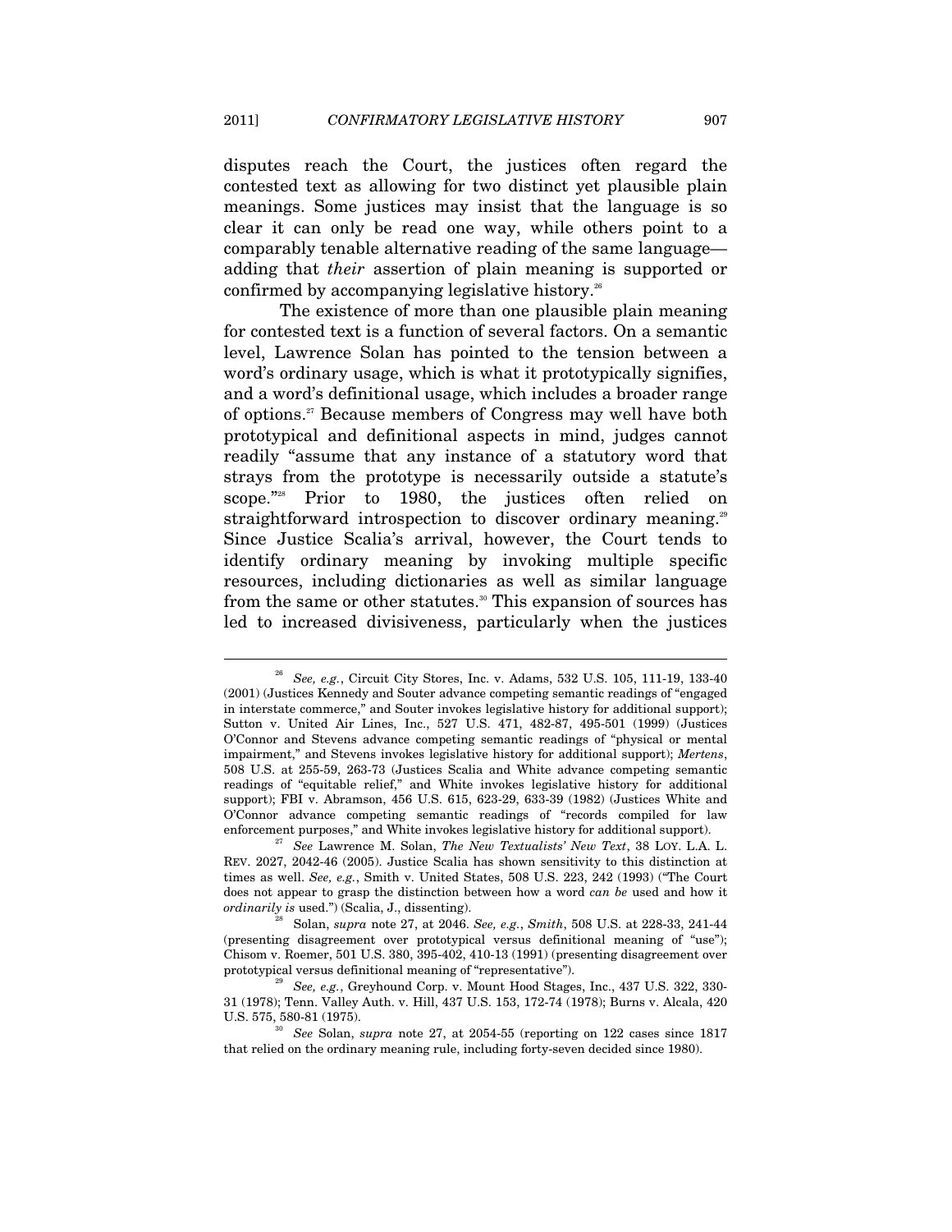disputes reach the Court, the justices often regard the contested text as allowing for two distinct yet plausible plain meanings. Some justices may insist that the language is so clear it can only be read one way, while others point to a comparably tenable alternative reading of the same language—adding that *their* assertion of plain meaning is supported or confirmed by accompanying legislative history.[26]

The existence of more than one plausible plain meaning for contested text is a function of several factors. On a semantic level, Lawrence Solan has pointed to the tension between a word's ordinary usage, which is what it prototypically signifies, and a word's definitional usage, which includes a broader range of options.[27] Because members of Congress may well have both prototypical and definitional aspects in mind, judges cannot readily "assume that any instance of a statutory word that strays from the prototype is necessarily outside a statute's scope."[28] Prior to 1980, the justices often relied on straightforward introspection to discover ordinary meaning.[29] Since Justice Scalia's arrival, however, the Court tends to identify ordinary meaning by invoking multiple specific resources, including dictionaries as well as similar language from the same or other statutes.[30] This expansion of sources has led to increased divisiveness, particularly when the justices

---

[26] *See, e.g.*, Circuit City Stores, Inc. v. Adams, 532 U.S. 105, 111-19, 133-40 (2001) (Justices Kennedy and Souter advance competing semantic readings of "engaged in interstate commerce," and Souter invokes legislative history for additional support); Sutton v. United Air Lines, Inc., 527 U.S. 471, 482-87, 495-501 (1999) (Justices O'Connor and Stevens advance competing semantic readings of "physical or mental impairment," and Stevens invokes legislative history for additional support); *Mertens*, 508 U.S. at 255-59, 263-73 (Justices Scalia and White advance competing semantic readings of "equitable relief," and White invokes legislative history for additional support); FBI v. Abramson, 456 U.S. 615, 623-29, 633-39 (1982) (Justices White and O'Connor advance competing semantic readings of "records compiled for law enforcement purposes," and White invokes legislative history for additional support).

[27] *See* Lawrence M. Solan, *The New Textualists' New Text*, 38 LOY. L.A. L. REV. 2027, 2042-46 (2005). Justice Scalia has shown sensitivity to this distinction at times as well. *See, e.g.*, Smith v. United States, 508 U.S. 223, 242 (1993) ("The Court does not appear to grasp the distinction between how a word *can be* used and how it *ordinarily is* used.") (Scalia, J., dissenting).

[28] Solan, *supra* note 27, at 2046. *See, e.g.*, *Smith*, 508 U.S. at 228-33, 241-44 (presenting disagreement over prototypical versus definitional meaning of "use"); Chisom v. Roemer, 501 U.S. 380, 395-402, 410-13 (1991) (presenting disagreement over prototypical versus definitional meaning of "representative").

[29] *See, e.g.*, Greyhound Corp. v. Mount Hood Stages, Inc., 437 U.S. 322, 330-31 (1978); Tenn. Valley Auth. v. Hill, 437 U.S. 153, 172-74 (1978); Burns v. Alcala, 420 U.S. 575, 580-81 (1975).

[30] *See* Solan, *supra* note 27, at 2054-55 (reporting on 122 cases since 1817 that relied on the ordinary meaning rule, including forty-seven decided since 1980).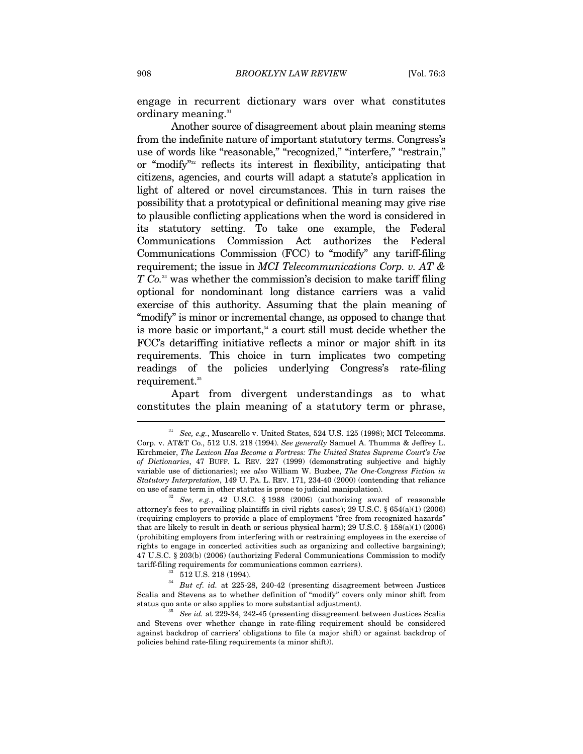engage in recurrent dictionary wars over what constitutes ordinary meaning.[31]

Another source of disagreement about plain meaning stems from the indefinite nature of important statutory terms. Congress's use of words like "reasonable," "recognized," "interfere," "restrain," or "modify"[32] reflects its interest in flexibility, anticipating that citizens, agencies, and courts will adapt a statute's application in light of altered or novel circumstances. This in turn raises the possibility that a prototypical or definitional meaning may give rise to plausible conflicting applications when the word is considered in its statutory setting. To take one example, the Federal Communications Commission Act authorizes the Federal Communications Commission (FCC) to "modify" any tariff-filing requirement; the issue in *MCI Telecommunications Corp. v. AT & T Co.*[33] was whether the commission's decision to make tariff filing optional for nondominant long distance carriers was a valid exercise of this authority. Assuming that the plain meaning of "modify" is minor or incremental change, as opposed to change that is more basic or important,[34] a court still must decide whether the FCC's detariffing initiative reflects a minor or major shift in its requirements. This choice in turn implicates two competing readings of the policies underlying Congress's rate-filing requirement.[35]

Apart from divergent understandings as to what constitutes the plain meaning of a statutory term or phrase,

---

[31] *See, e.g.*, Muscarello v. United States, 524 U.S. 125 (1998); MCI Telecomms. Corp. v. AT&T Co., 512 U.S. 218 (1994). *See generally* Samuel A. Thumma & Jeffrey L. Kirchmeier, *The Lexicon Has Become a Fortress: The United States Supreme Court's Use of Dictionaries*, 47 BUFF. L. REV. 227 (1999) (demonstrating subjective and highly variable use of dictionaries); *see also* William W. Buzbee, *The One-Congress Fiction in Statutory Interpretation*, 149 U. PA. L. REV. 171, 234-40 (2000) (contending that reliance on use of same term in other statutes is prone to judicial manipulation).

[32] *See, e.g.*, 42 U.S.C. § 1988 (2006) (authorizing award of reasonable attorney's fees to prevailing plaintiffs in civil rights cases); 29 U.S.C. § 654(a)(1) (2006) (requiring employers to provide a place of employment "free from recognized hazards" that are likely to result in death or serious physical harm); 29 U.S.C. § 158(a)(1) (2006) (prohibiting employers from interfering with or restraining employees in the exercise of rights to engage in concerted activities such as organizing and collective bargaining); 47 U.S.C. § 203(b) (2006) (authorizing Federal Communications Commission to modify tariff-filing requirements for communications common carriers).

[33] 512 U.S. 218 (1994).

[34] *But cf. id.* at 225-28, 240-42 (presenting disagreement between Justices Scalia and Stevens as to whether definition of "modify" covers only minor shift from status quo ante or also applies to more substantial adjustment).

[35] *See id.* at 229-34, 242-45 (presenting disagreement between Justices Scalia and Stevens over whether change in rate-filing requirement should be considered against backdrop of carriers' obligations to file (a major shift) or against backdrop of policies behind rate-filing requirements (a minor shift)).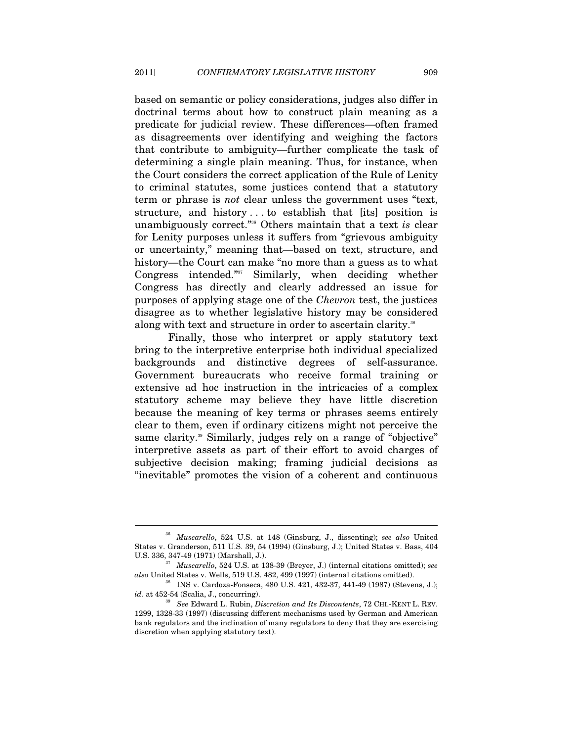based on semantic or policy considerations, judges also differ in doctrinal terms about how to construct plain meaning as a predicate for judicial review. These differences—often framed as disagreements over identifying and weighing the factors that contribute to ambiguity—further complicate the task of determining a single plain meaning. Thus, for instance, when the Court considers the correct application of the Rule of Lenity to criminal statutes, some justices contend that a statutory term or phrase is *not* clear unless the government uses "text, structure, and history . . . to establish that [its] position is unambiguously correct."[36] Others maintain that a text *is* clear for Lenity purposes unless it suffers from "grievous ambiguity or uncertainty," meaning that—based on text, structure, and history—the Court can make "no more than a guess as to what Congress intended."[37] Similarly, when deciding whether Congress has directly and clearly addressed an issue for purposes of applying stage one of the *Chevron* test, the justices disagree as to whether legislative history may be considered along with text and structure in order to ascertain clarity.[38]

Finally, those who interpret or apply statutory text bring to the interpretive enterprise both individual specialized backgrounds and distinctive degrees of self-assurance. Government bureaucrats who receive formal training or extensive ad hoc instruction in the intricacies of a complex statutory scheme may believe they have little discretion because the meaning of key terms or phrases seems entirely clear to them, even if ordinary citizens might not perceive the same clarity.[39] Similarly, judges rely on a range of "objective" interpretive assets as part of their effort to avoid charges of subjective decision making; framing judicial decisions as "inevitable" promotes the vision of a coherent and continuous

---

[36] *Muscarello*, 524 U.S. at 148 (Ginsburg, J., dissenting); *see also* United States v. Granderson, 511 U.S. 39, 54 (1994) (Ginsburg, J.); United States v. Bass, 404 U.S. 336, 347-49 (1971) (Marshall, J.).

[37] *Muscarello*, 524 U.S. at 138-39 (Breyer, J.) (internal citations omitted); *see also* United States v. Wells, 519 U.S. 482, 499 (1997) (internal citations omitted).

[38] INS v. Cardoza-Fonseca, 480 U.S. 421, 432-37, 441-49 (1987) (Stevens, J.); *id.* at 452-54 (Scalia, J., concurring).

[39] *See* Edward L. Rubin, *Discretion and Its Discontents*, 72 CHI.-KENT L. REV. 1299, 1328-33 (1997) (discussing different mechanisms used by German and American bank regulators and the inclination of many regulators to deny that they are exercising discretion when applying statutory text).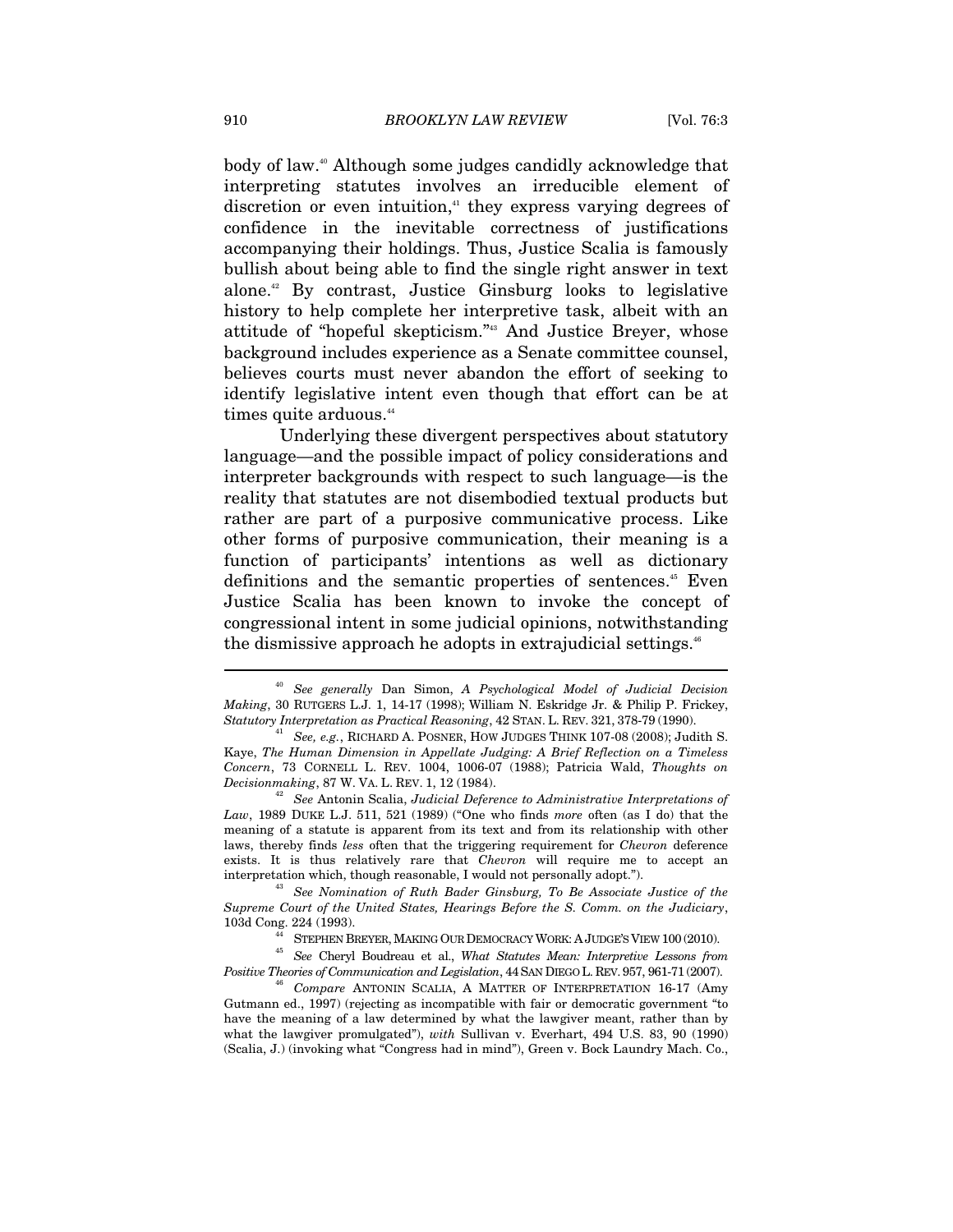body of law.[40] Although some judges candidly acknowledge that interpreting statutes involves an irreducible element of discretion or even intuition,[41] they express varying degrees of confidence in the inevitable correctness of justifications accompanying their holdings. Thus, Justice Scalia is famously bullish about being able to find the single right answer in text alone.[42] By contrast, Justice Ginsburg looks to legislative history to help complete her interpretive task, albeit with an attitude of "hopeful skepticism."[43] And Justice Breyer, whose background includes experience as a Senate committee counsel, believes courts must never abandon the effort of seeking to identify legislative intent even though that effort can be at times quite arduous.[44]

Underlying these divergent perspectives about statutory language—and the possible impact of policy considerations and interpreter backgrounds with respect to such language—is the reality that statutes are not disembodied textual products but rather are part of a purposive communicative process. Like other forms of purposive communication, their meaning is a function of participants' intentions as well as dictionary definitions and the semantic properties of sentences.[45] Even Justice Scalia has been known to invoke the concept of congressional intent in some judicial opinions, notwithstanding the dismissive approach he adopts in extrajudicial settings.[46]

---

[40] *See generally* Dan Simon, *A Psychological Model of Judicial Decision Making*, 30 RUTGERS L.J. 1, 14-17 (1998); William N. Eskridge Jr. & Philip P. Frickey, *Statutory Interpretation as Practical Reasoning*, 42 STAN. L. REV. 321, 378-79 (1990).

[41] *See, e.g.*, RICHARD A. POSNER, HOW JUDGES THINK 107-08 (2008); Judith S. Kaye, *The Human Dimension in Appellate Judging: A Brief Reflection on a Timeless Concern*, 73 CORNELL L. REV. 1004, 1006-07 (1988); Patricia Wald, *Thoughts on Decisionmaking*, 87 W. VA. L. REV. 1, 12 (1984).

[42] *See* Antonin Scalia, *Judicial Deference to Administrative Interpretations of Law*, 1989 DUKE L.J. 511, 521 (1989) ("One who finds *more* often (as I do) that the meaning of a statute is apparent from its text and from its relationship with other laws, thereby finds *less* often that the triggering requirement for *Chevron* deference exists. It is thus relatively rare that *Chevron* will require me to accept an interpretation which, though reasonable, I would not personally adopt.").

[43] *See Nomination of Ruth Bader Ginsburg, To Be Associate Justice of the Supreme Court of the United States, Hearings Before the S. Comm. on the Judiciary*, 103d Cong. 224 (1993).

[44] STEPHEN BREYER, MAKING OUR DEMOCRACY WORK: A JUDGE'S VIEW 100 (2010).

[45] *See* Cheryl Boudreau et al., *What Statutes Mean: Interpretive Lessons from Positive Theories of Communication and Legislation*, 44 SAN DIEGO L. REV. 957, 961-71 (2007).

[46] *Compare* ANTONIN SCALIA, A MATTER OF INTERPRETATION 16-17 (Amy Gutmann ed., 1997) (rejecting as incompatible with fair or democratic government "to have the meaning of a law determined by what the lawgiver meant, rather than by what the lawgiver promulgated"), *with* Sullivan v. Everhart, 494 U.S. 83, 90 (1990) (Scalia, J.) (invoking what "Congress had in mind"), Green v. Bock Laundry Mach. Co.,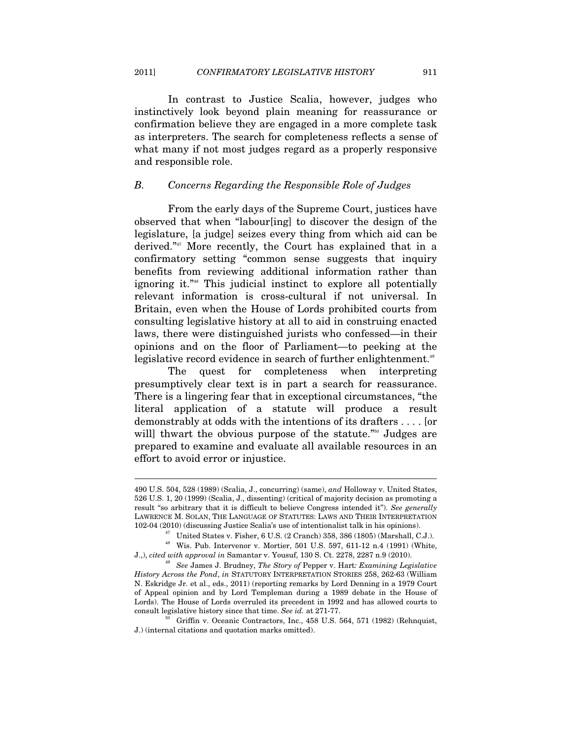In contrast to Justice Scalia, however, judges who instinctively look beyond plain meaning for reassurance or confirmation believe they are engaged in a more complete task as interpreters. The search for completeness reflects a sense of what many if not most judges regard as a properly responsive and responsible role.

### *B. Concerns Regarding the Responsible Role of Judges*

From the early days of the Supreme Court, justices have observed that when "labour[ing] to discover the design of the legislature, [a judge] seizes every thing from which aid can be derived."[47] More recently, the Court has explained that in a confirmatory setting "common sense suggests that inquiry benefits from reviewing additional information rather than ignoring it."[48] This judicial instinct to explore all potentially relevant information is cross-cultural if not universal. In Britain, even when the House of Lords prohibited courts from consulting legislative history at all to aid in construing enacted laws, there were distinguished jurists who confessed—in their opinions and on the floor of Parliament—to peeking at the legislative record evidence in search of further enlightenment.[49]

The quest for completeness when interpreting presumptively clear text is in part a search for reassurance. There is a lingering fear that in exceptional circumstances, "the literal application of a statute will produce a result demonstrably at odds with the intentions of its drafters . . . . [or will] thwart the obvious purpose of the statute."[50] Judges are prepared to examine and evaluate all available resources in an effort to avoid error or injustice.

---

490 U.S. 504, 528 (1989) (Scalia, J., concurring) (same), *and* Holloway v. United States, 526 U.S. 1, 20 (1999) (Scalia, J., dissenting) (critical of majority decision as promoting a result "so arbitrary that it is difficult to believe Congress intended it"). *See generally* LAWRENCE M. SOLAN, THE LANGUAGE OF STATUTES: LAWS AND THEIR INTERPRETATION 102-04 (2010) (discussing Justice Scalia's use of intentionalist talk in his opinions).

[47] United States v. Fisher, 6 U.S. (2 Cranch) 358, 386 (1805) (Marshall, C.J.).

[48] Wis. Pub. Intervenor v. Mortier, 501 U.S. 597, 611-12 n.4 (1991) (White, J.,), *cited with approval in* Samantar v. Yousuf, 130 S. Ct. 2278, 2287 n.9 (2010).

[49] *See* James J. Brudney, *The Story of* Pepper v. Hart*: Examining Legislative History Across the Pond*, *in* STATUTORY INTERPRETATION STORIES 258, 262-63 (William N. Eskridge Jr. et al., eds., 2011) (reporting remarks by Lord Denning in a 1979 Court of Appeal opinion and by Lord Templeman during a 1989 debate in the House of Lords). The House of Lords overruled its precedent in 1992 and has allowed courts to consult legislative history since that time. *See id.* at 271-77.

[50] Griffin v. Oceanic Contractors, Inc., 458 U.S. 564, 571 (1982) (Rehnquist, J.) (internal citations and quotation marks omitted).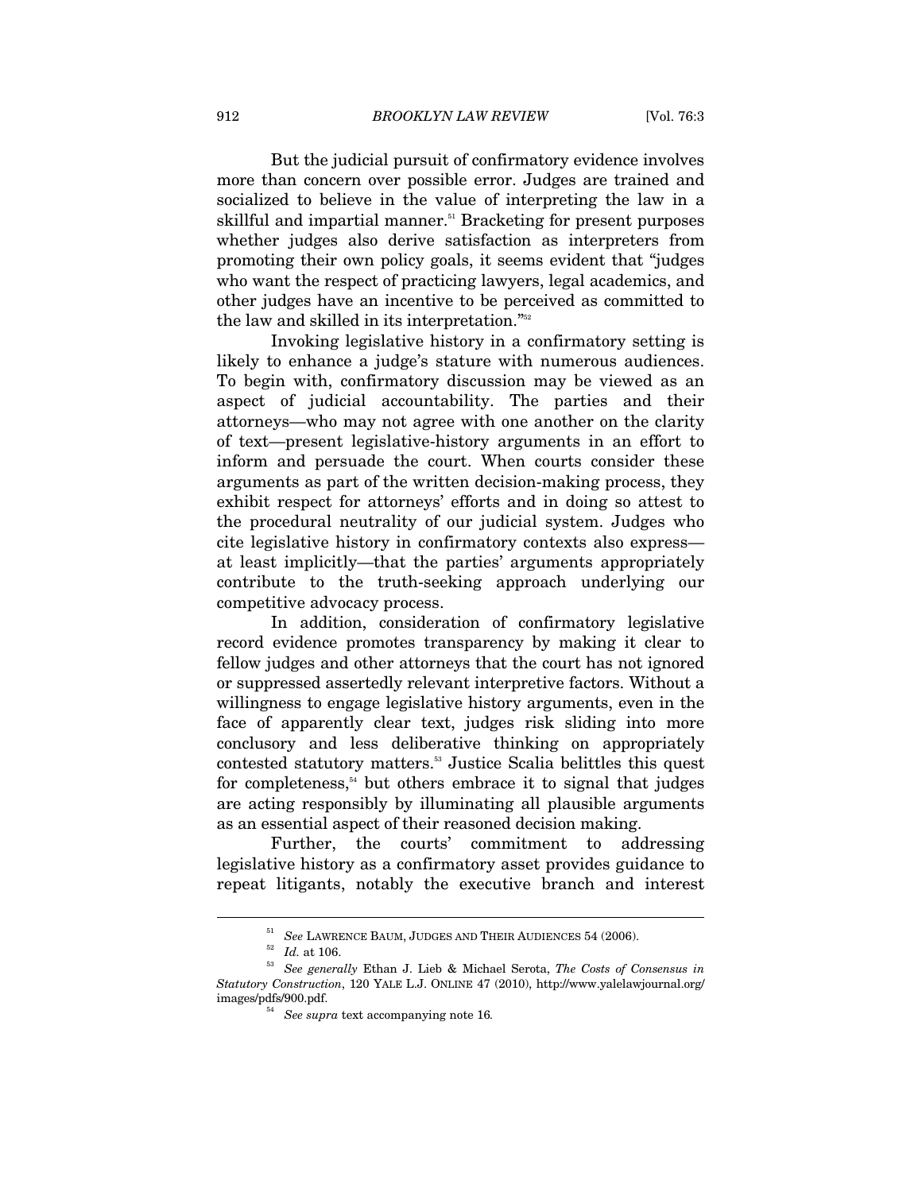But the judicial pursuit of confirmatory evidence involves more than concern over possible error. Judges are trained and socialized to believe in the value of interpreting the law in a skillful and impartial manner.[51] Bracketing for present purposes whether judges also derive satisfaction as interpreters from promoting their own policy goals, it seems evident that "judges who want the respect of practicing lawyers, legal academics, and other judges have an incentive to be perceived as committed to the law and skilled in its interpretation."[52]

Invoking legislative history in a confirmatory setting is likely to enhance a judge's stature with numerous audiences. To begin with, confirmatory discussion may be viewed as an aspect of judicial accountability. The parties and their attorneys—who may not agree with one another on the clarity of text—present legislative-history arguments in an effort to inform and persuade the court. When courts consider these arguments as part of the written decision-making process, they exhibit respect for attorneys' efforts and in doing so attest to the procedural neutrality of our judicial system. Judges who cite legislative history in confirmatory contexts also express—at least implicitly—that the parties' arguments appropriately contribute to the truth-seeking approach underlying our competitive advocacy process.

In addition, consideration of confirmatory legislative record evidence promotes transparency by making it clear to fellow judges and other attorneys that the court has not ignored or suppressed assertedly relevant interpretive factors. Without a willingness to engage legislative history arguments, even in the face of apparently clear text, judges risk sliding into more conclusory and less deliberative thinking on appropriately contested statutory matters.[53] Justice Scalia belittles this quest for completeness,[54] but others embrace it to signal that judges are acting responsibly by illuminating all plausible arguments as an essential aspect of their reasoned decision making.

Further, the courts' commitment to addressing legislative history as a confirmatory asset provides guidance to repeat litigants, notably the executive branch and interest

---

[51] *See* LAWRENCE BAUM, JUDGES AND THEIR AUDIENCES 54 (2006).

[52] *Id.* at 106.

[53] *See generally* Ethan J. Lieb & Michael Serota, *The Costs of Consensus in Statutory Construction*, 120 YALE L.J. ONLINE 47 (2010), http://www.yalelawjournal.org/images/pdfs/900.pdf.

[54] *See supra* text accompanying note 16.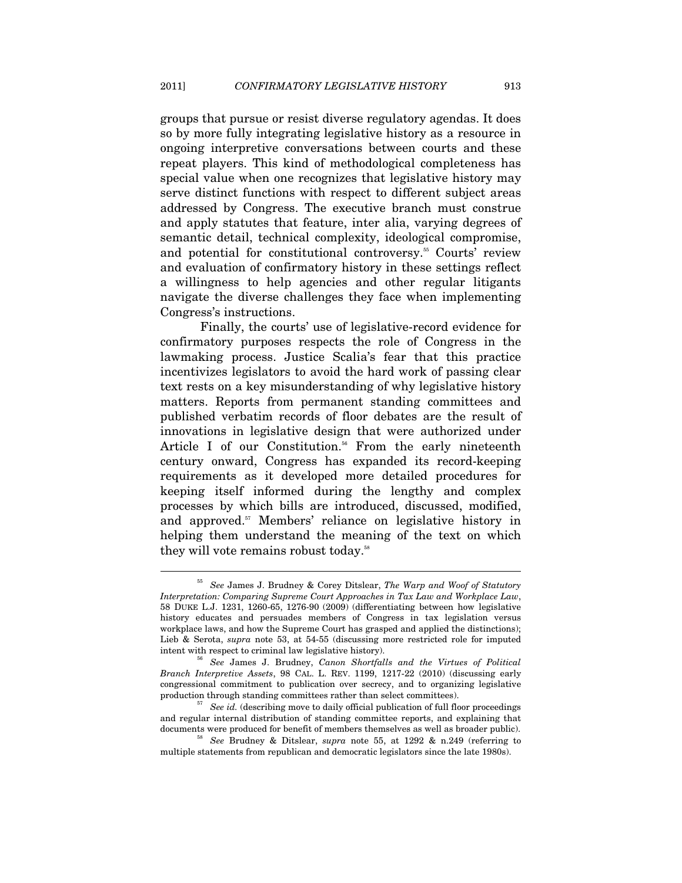groups that pursue or resist diverse regulatory agendas. It does so by more fully integrating legislative history as a resource in ongoing interpretive conversations between courts and these repeat players. This kind of methodological completeness has special value when one recognizes that legislative history may serve distinct functions with respect to different subject areas addressed by Congress. The executive branch must construe and apply statutes that feature, inter alia, varying degrees of semantic detail, technical complexity, ideological compromise, and potential for constitutional controversy.[55] Courts' review and evaluation of confirmatory history in these settings reflect a willingness to help agencies and other regular litigants navigate the diverse challenges they face when implementing Congress's instructions.

Finally, the courts' use of legislative-record evidence for confirmatory purposes respects the role of Congress in the lawmaking process. Justice Scalia's fear that this practice incentivizes legislators to avoid the hard work of passing clear text rests on a key misunderstanding of why legislative history matters. Reports from permanent standing committees and published verbatim records of floor debates are the result of innovations in legislative design that were authorized under Article I of our Constitution.[56] From the early nineteenth century onward, Congress has expanded its record-keeping requirements as it developed more detailed procedures for keeping itself informed during the lengthy and complex processes by which bills are introduced, discussed, modified, and approved.[57] Members' reliance on legislative history in helping them understand the meaning of the text on which they will vote remains robust today.[58]

---

[55] *See* James J. Brudney & Corey Ditslear, *The Warp and Woof of Statutory Interpretation: Comparing Supreme Court Approaches in Tax Law and Workplace Law*, 58 DUKE L.J. 1231, 1260-65, 1276-90 (2009) (differentiating between how legislative history educates and persuades members of Congress in tax legislation versus workplace laws, and how the Supreme Court has grasped and applied the distinctions); Lieb & Serota, *supra* note 53, at 54-55 (discussing more restricted role for imputed intent with respect to criminal law legislative history).

[56] *See* James J. Brudney, *Canon Shortfalls and the Virtues of Political Branch Interpretive Assets*, 98 CAL. L. REV. 1199, 1217-22 (2010) (discussing early congressional commitment to publication over secrecy, and to organizing legislative production through standing committees rather than select committees).

[57] *See id.* (describing move to daily official publication of full floor proceedings and regular internal distribution of standing committee reports, and explaining that documents were produced for benefit of members themselves as well as broader public).

[58] *See* Brudney & Ditslear, *supra* note 55, at 1292 & n.249 (referring to multiple statements from republican and democratic legislators since the late 1980s).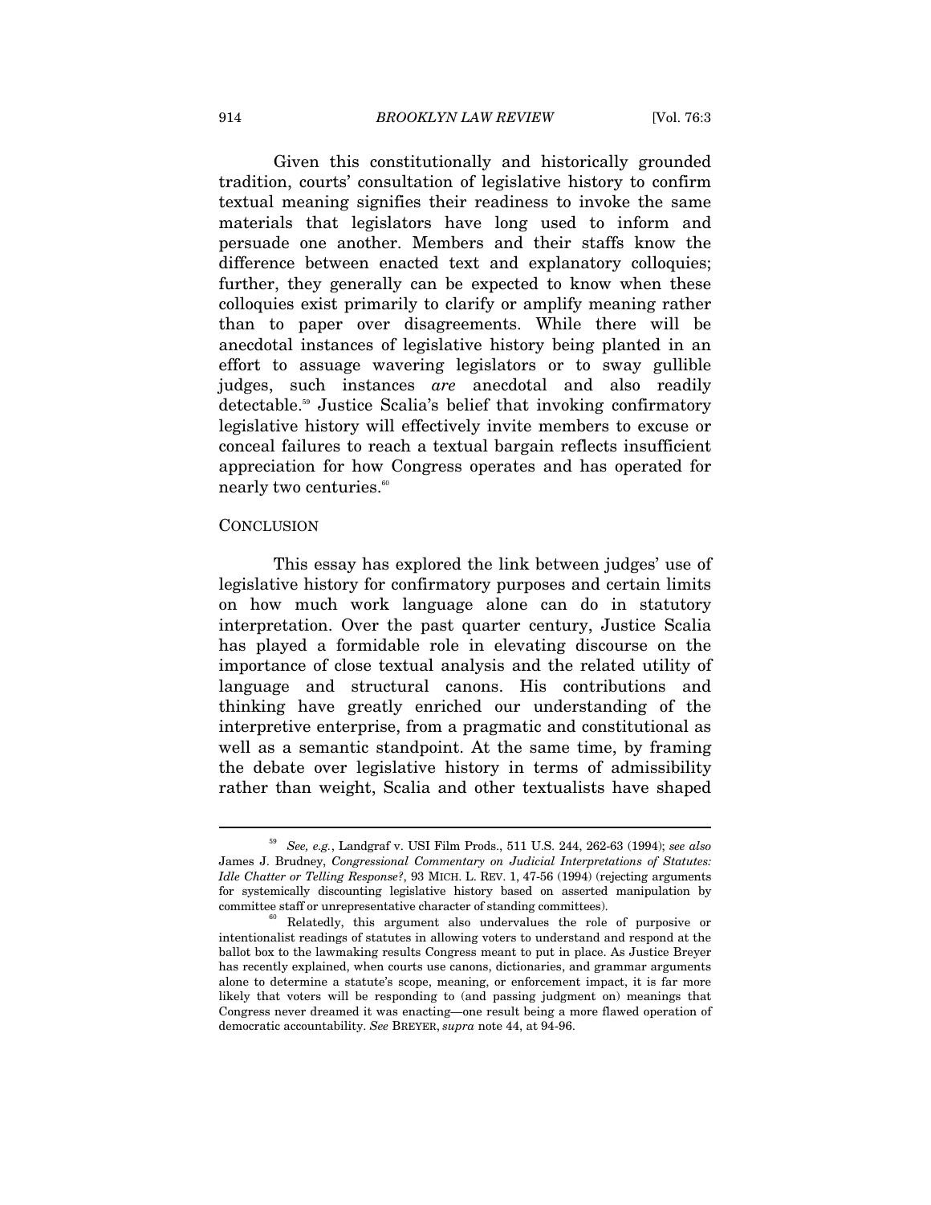Given this constitutionally and historically grounded tradition, courts' consultation of legislative history to confirm textual meaning signifies their readiness to invoke the same materials that legislators have long used to inform and persuade one another. Members and their staffs know the difference between enacted text and explanatory colloquies; further, they generally can be expected to know when these colloquies exist primarily to clarify or amplify meaning rather than to paper over disagreements. While there will be anecdotal instances of legislative history being planted in an effort to assuage wavering legislators or to sway gullible judges, such instances *are* anecdotal and also readily detectable.[59] Justice Scalia's belief that invoking confirmatory legislative history will effectively invite members to excuse or conceal failures to reach a textual bargain reflects insufficient appreciation for how Congress operates and has operated for nearly two centuries.[60]

## CONCLUSION

This essay has explored the link between judges' use of legislative history for confirmatory purposes and certain limits on how much work language alone can do in statutory interpretation. Over the past quarter century, Justice Scalia has played a formidable role in elevating discourse on the importance of close textual analysis and the related utility of language and structural canons. His contributions and thinking have greatly enriched our understanding of the interpretive enterprise, from a pragmatic and constitutional as well as a semantic standpoint. At the same time, by framing the debate over legislative history in terms of admissibility rather than weight, Scalia and other textualists have shaped

---

[59] *See, e.g.*, Landgraf v. USI Film Prods., 511 U.S. 244, 262-63 (1994); *see also* James J. Brudney, *Congressional Commentary on Judicial Interpretations of Statutes: Idle Chatter or Telling Response?*, 93 MICH. L. REV. 1, 47-56 (1994) (rejecting arguments for systemically discounting legislative history based on asserted manipulation by committee staff or unrepresentative character of standing committees).

[60] Relatedly, this argument also undervalues the role of purposive or intentionalist readings of statutes in allowing voters to understand and respond at the ballot box to the lawmaking results Congress meant to put in place. As Justice Breyer has recently explained, when courts use canons, dictionaries, and grammar arguments alone to determine a statute's scope, meaning, or enforcement impact, it is far more likely that voters will be responding to (and passing judgment on) meanings that Congress never dreamed it was enacting—one result being a more flawed operation of democratic accountability. *See* BREYER, *supra* note 44, at 94-96.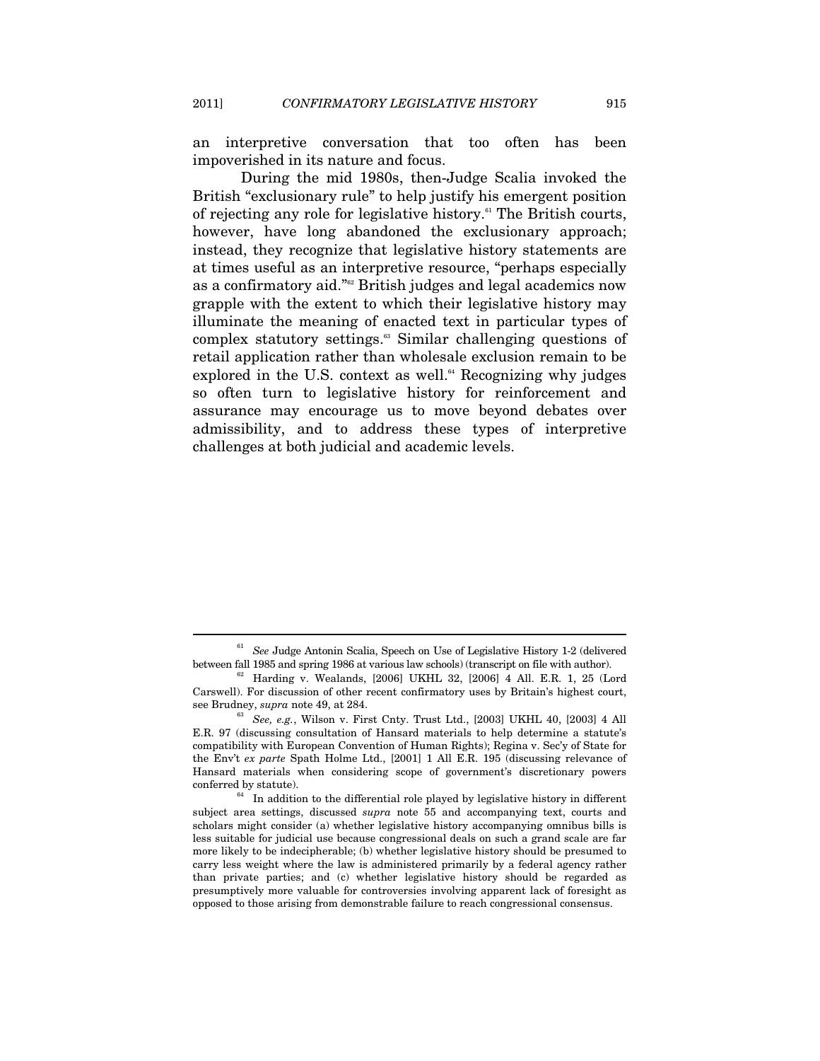an interpretive conversation that too often has been impoverished in its nature and focus.

During the mid 1980s, then-Judge Scalia invoked the British "exclusionary rule" to help justify his emergent position of rejecting any role for legislative history.[61] The British courts, however, have long abandoned the exclusionary approach; instead, they recognize that legislative history statements are at times useful as an interpretive resource, "perhaps especially as a confirmatory aid."[62] British judges and legal academics now grapple with the extent to which their legislative history may illuminate the meaning of enacted text in particular types of complex statutory settings.[63] Similar challenging questions of retail application rather than wholesale exclusion remain to be explored in the U.S. context as well.[64] Recognizing why judges so often turn to legislative history for reinforcement and assurance may encourage us to move beyond debates over admissibility, and to address these types of interpretive challenges at both judicial and academic levels.

---

[61] *See* Judge Antonin Scalia, Speech on Use of Legislative History 1-2 (delivered between fall 1985 and spring 1986 at various law schools) (transcript on file with author).

[62] Harding v. Wealands, [2006] UKHL 32, [2006] 4 All. E.R. 1, 25 (Lord Carswell). For discussion of other recent confirmatory uses by Britain's highest court, see Brudney, *supra* note 49, at 284.

[63] *See, e.g.*, Wilson v. First Cnty. Trust Ltd., [2003] UKHL 40, [2003] 4 All E.R. 97 (discussing consultation of Hansard materials to help determine a statute's compatibility with European Convention of Human Rights); Regina v. Sec'y of State for the Env't *ex parte* Spath Holme Ltd., [2001] 1 All E.R. 195 (discussing relevance of Hansard materials when considering scope of government's discretionary powers conferred by statute).

[64] In addition to the differential role played by legislative history in different subject area settings, discussed *supra* note 55 and accompanying text, courts and scholars might consider (a) whether legislative history accompanying omnibus bills is less suitable for judicial use because congressional deals on such a grand scale are far more likely to be indecipherable; (b) whether legislative history should be presumed to carry less weight where the law is administered primarily by a federal agency rather than private parties; and (c) whether legislative history should be regarded as presumptively more valuable for controversies involving apparent lack of foresight as opposed to those arising from demonstrable failure to reach congressional consensus.